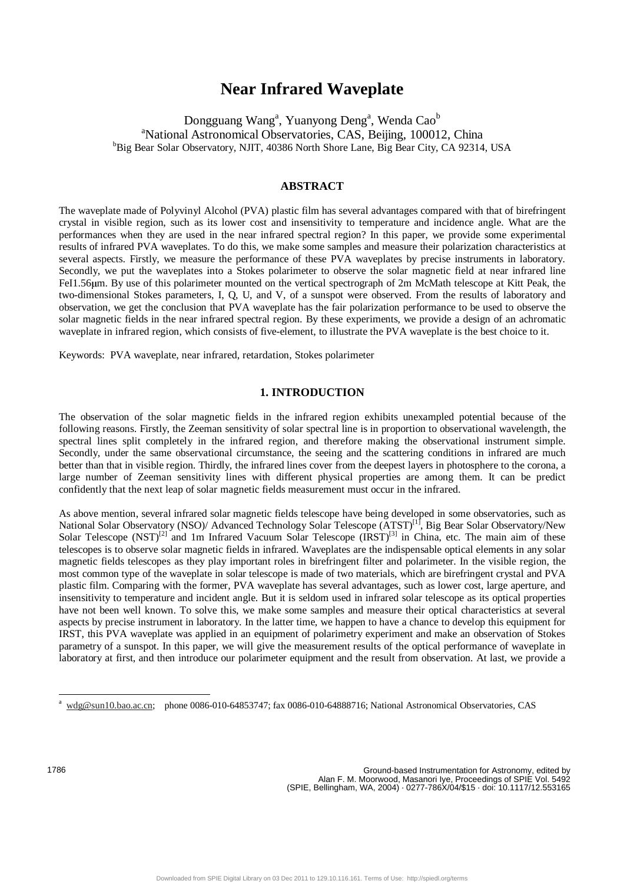# Near Infrared Waveplate

Dongguang Wang[a], Yuanyong Deng[a], Wenda Cao[b]
[a]National Astronomical Observatories, CAS, Beijing, 100012, China
[b]Big Bear Solar Observatory, NJIT, 40386 North Shore Lane, Big Bear City, CA 92314, USA

## ABSTRACT

The waveplate made of Polyvinyl Alcohol (PVA) plastic film has several advantages compared with that of birefringent crystal in visible region, such as its lower cost and insensitivity to temperature and incidence angle. What are the performances when they are used in the near infrared spectral region? In this paper, we provide some experimental results of infrared PVA waveplates. To do this, we make some samples and measure their polarization characteristics at several aspects. Firstly, we measure the performance of these PVA waveplates by precise instruments in laboratory. Secondly, we put the waveplates into a Stokes polarimeter to observe the solar magnetic field at near infrared line FeI1.56μm. By use of this polarimeter mounted on the vertical spectrograph of 2m McMath telescope at Kitt Peak, the two-dimensional Stokes parameters, I, Q, U, and V, of a sunspot were observed. From the results of laboratory and observation, we get the conclusion that PVA waveplate has the fair polarization performance to be used to observe the solar magnetic fields in the near infrared spectral region. By these experiments, we provide a design of an achromatic waveplate in infrared region, which consists of five-element, to illustrate the PVA waveplate is the best choice to it.

Keywords: PVA waveplate, near infrared, retardation, Stokes polarimeter

## 1. INTRODUCTION

The observation of the solar magnetic fields in the infrared region exhibits unexampled potential because of the following reasons. Firstly, the Zeeman sensitivity of solar spectral line is in proportion to observational wavelength, the spectral lines split completely in the infrared region, and therefore making the observational instrument simple. Secondly, under the same observational circumstance, the seeing and the scattering conditions in infrared are much better than that in visible region. Thirdly, the infrared lines cover from the deepest layers in photosphere to the corona, a large number of Zeeman sensitivity lines with different physical properties are among them. It can be predict confidently that the next leap of solar magnetic fields measurement must occur in the infrared.

As above mention, several infrared solar magnetic fields telescope have being developed in some observatories, such as National Solar Observatory (NSO)/ Advanced Technology Solar Telescope (ATST)[1], Big Bear Solar Observatory/New Solar Telescope (NST)[2] and 1m Infrared Vacuum Solar Telescope (IRST)[3] in China, etc. The main aim of these telescopes is to observe solar magnetic fields in infrared. Waveplates are the indispensable optical elements in any solar magnetic fields telescopes as they play important roles in birefringent filter and polarimeter. In the visible region, the most common type of the waveplate in solar telescope is made of two materials, which are birefringent crystal and PVA plastic film. Comparing with the former, PVA waveplate has several advantages, such as lower cost, large aperture, and insensitivity to temperature and incident angle. But it is seldom used in infrared solar telescope as its optical properties have not been well known. To solve this, we make some samples and measure their optical characteristics at several aspects by precise instrument in laboratory. In the latter time, we happen to have a chance to develop this equipment for IRST, this PVA waveplate was applied in an equipment of polarimetry experiment and make an observation of Stokes parametry of a sunspot. In this paper, we will give the measurement results of the optical performance of waveplate in laboratory at first, and then introduce our polarimeter equipment and the result from observation. At last, we provide a

[a] wdg@sun10.bao.ac.cn; phone 0086-010-64853747; fax 0086-010-64888716; National Astronomical Observatories, CAS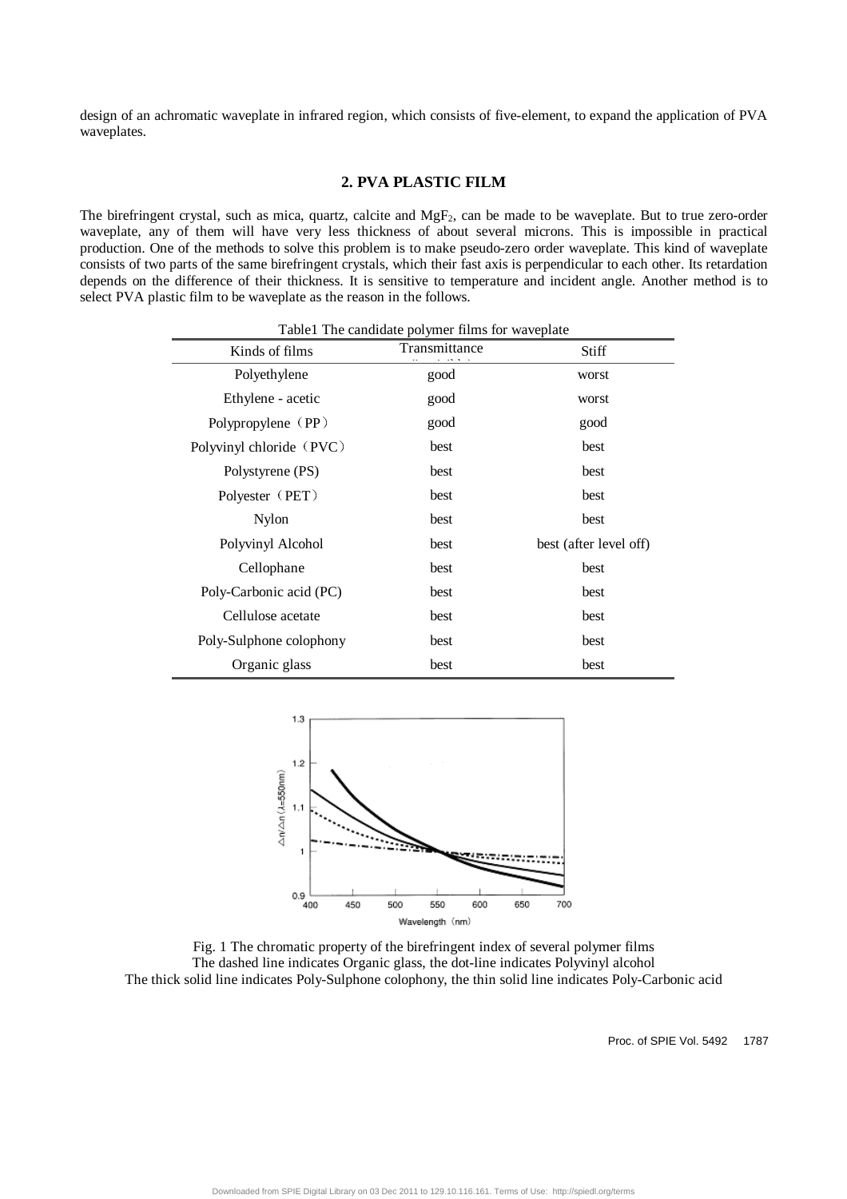design of an achromatic waveplate in infrared region, which consists of five-element, to expand the application of PVA waveplates.

## 2. PVA PLASTIC FILM

The birefringent crystal, such as mica, quartz, calcite and $MgF_2$, can be made to be waveplate. But to true zero-order waveplate, any of them will have very less thickness of about several microns. This is impossible in practical production. One of the methods to solve this problem is to make pseudo-zero order waveplate. This kind of waveplate consists of two parts of the same birefringent crystals, which their fast axis is perpendicular to each other. Its retardation depends on the difference of their thickness. It is sensitive to temperature and incident angle. Another method is to select PVA plastic film to be waveplate as the reason in the follows.

Table1 The candidate polymer films for waveplate

| Kinds of films | Transmittance | Stiff |
|---|---|---|
| Polyethylene | good | worst |
| Ethylene - acetic | good | worst |
| Polypropylene（PP） | good | good |
| Polyvinyl chloride（PVC） | best | best |
| Polystyrene (PS) | best | best |
| Polyester（PET） | best | best |
| Nylon | best | best |
| Polyvinyl Alcohol | best | best (after level off) |
| Cellophane | best | best |
| Poly-Carbonic acid (PC) | best | best |
| Cellulose acetate | best | best |
| Poly-Sulphone colophony | best | best |
| Organic glass | best | best |

Fig. 1 The chromatic property of the birefringent index of several polymer films
The dashed line indicates Organic glass, the dot-line indicates Polyvinyl alcohol
The thick solid line indicates Poly-Sulphone colophony, the thin solid line indicates Poly-Carbonic acid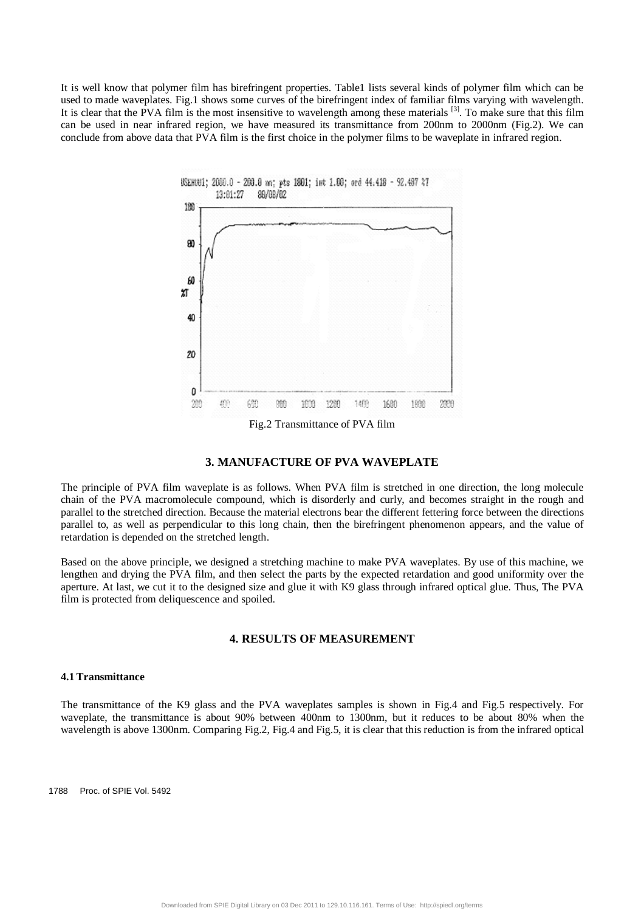It is well know that polymer film has birefringent properties. Table1 lists several kinds of polymer film which can be used to made waveplates. Fig.1 shows some curves of the birefringent index of familiar films varying with wavelength. It is clear that the PVA film is the most insensitive to wavelength among these materials [3]. To make sure that this film can be used in near infrared region, we have measured its transmittance from 200nm to 2000nm (Fig.2). We can conclude from above data that PVA film is the first choice in the polymer films to be waveplate in infrared region.

Fig.2 Transmittance of PVA film

## 3. MANUFACTURE OF PVA WAVEPLATE

The principle of PVA film waveplate is as follows. When PVA film is stretched in one direction, the long molecule chain of the PVA macromolecule compound, which is disorderly and curly, and becomes straight in the rough and parallel to the stretched direction. Because the material electrons bear the different fettering force between the directions parallel to, as well as perpendicular to this long chain, then the birefringent phenomenon appears, and the value of retardation is depended on the stretched length.

Based on the above principle, we designed a stretching machine to make PVA waveplates. By use of this machine, we lengthen and drying the PVA film, and then select the parts by the expected retardation and good uniformity over the aperture. At last, we cut it to the designed size and glue it with K9 glass through infrared optical glue. Thus, The PVA film is protected from deliquescence and spoiled.

## 4. RESULTS OF MEASUREMENT

### 4.1 Transmittance

The transmittance of the K9 glass and the PVA waveplates samples is shown in Fig.4 and Fig.5 respectively. For waveplate, the transmittance is about 90% between 400nm to 1300nm, but it reduces to be about 80% when the wavelength is above 1300nm. Comparing Fig.2, Fig.4 and Fig.5, it is clear that this reduction is from the infrared optical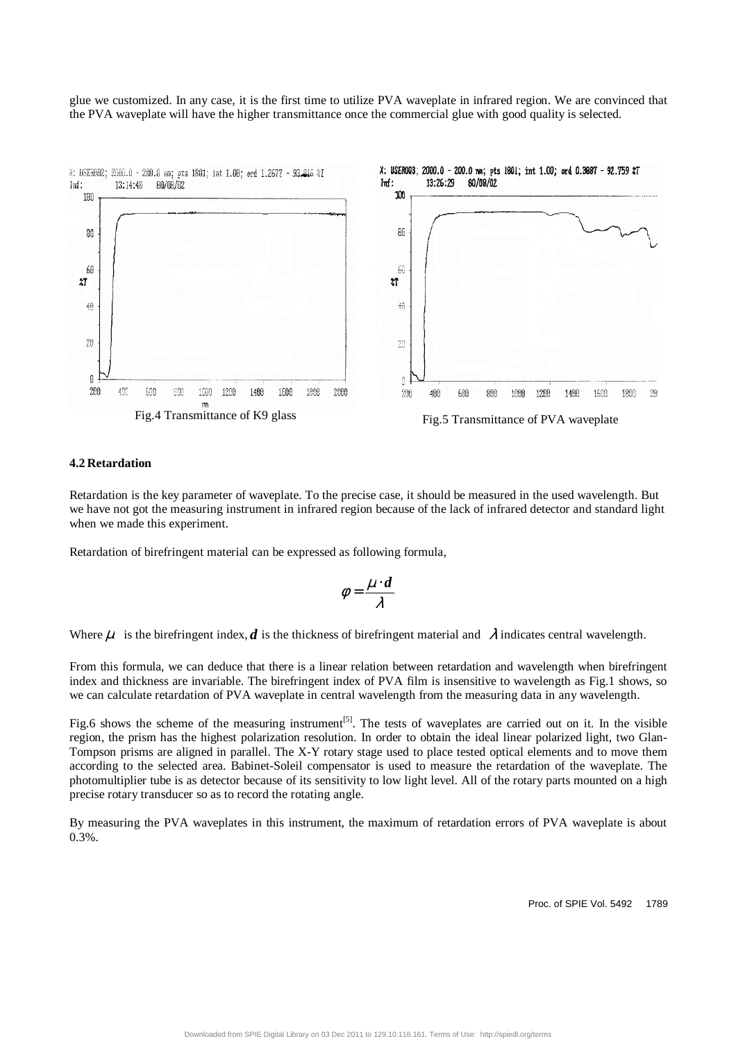glue we customized. In any case, it is the first time to utilize PVA waveplate in infrared region. We are convinced that the PVA waveplate will have the higher transmittance once the commercial glue with good quality is selected.

Fig.4 Transmittance of K9 glass

Fig.5 Transmittance of PVA waveplate

### 4.2 Retardation

Retardation is the key parameter of waveplate. To the precise case, it should be measured in the used wavelength. But we have not got the measuring instrument in infrared region because of the lack of infrared detector and standard light when we made this experiment.

Retardation of birefringent material can be expressed as following formula,

$$\varphi = \frac{\mu \cdot d}{\lambda}$$

Where $\mu$ is the birefringent index, $d$ is the thickness of birefringent material and $\lambda$ indicates central wavelength.

From this formula, we can deduce that there is a linear relation between retardation and wavelength when birefringent index and thickness are invariable. The birefringent index of PVA film is insensitive to wavelength as Fig.1 shows, so we can calculate retardation of PVA waveplate in central wavelength from the measuring data in any wavelength.

Fig.6 shows the scheme of the measuring instrument[5]. The tests of waveplates are carried out on it. In the visible region, the prism has the highest polarization resolution. In order to obtain the ideal linear polarized light, two Glan-Tompson prisms are aligned in parallel. The X-Y rotary stage used to place tested optical elements and to move them according to the selected area. Babinet-Soleil compensator is used to measure the retardation of the waveplate. The photomultiplier tube is as detector because of its sensitivity to low light level. All of the rotary parts mounted on a high precise rotary transducer so as to record the rotating angle.

By measuring the PVA waveplates in this instrument, the maximum of retardation errors of PVA waveplate is about 0.3%.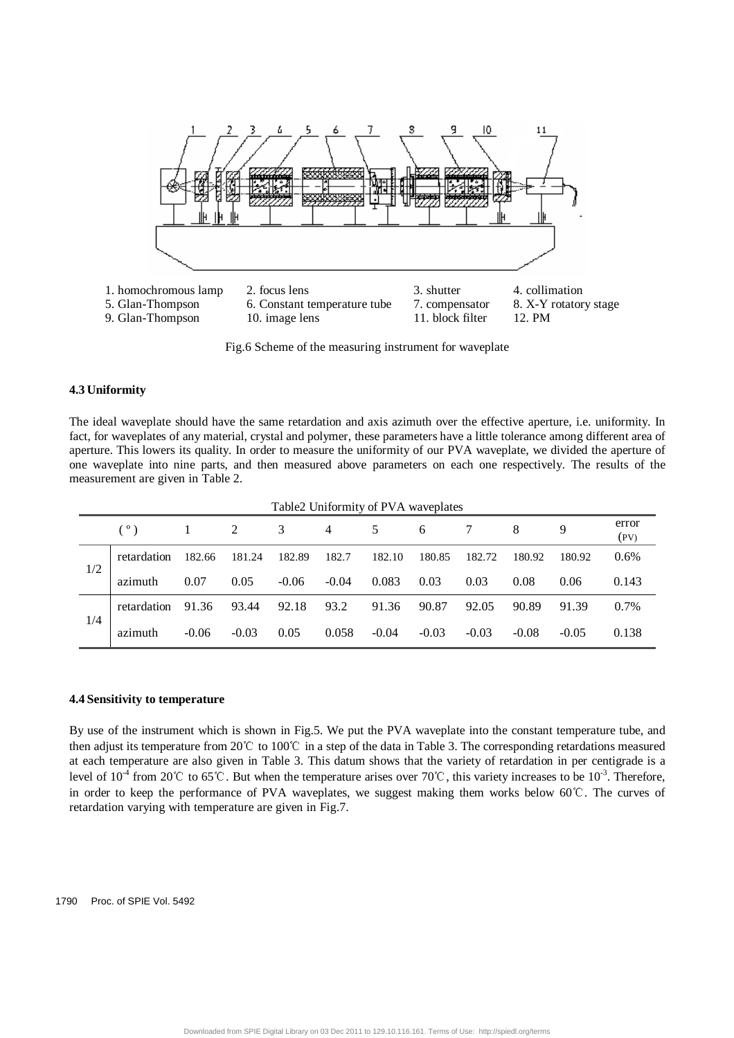1. homochromous lamp 2. focus lens 3. shutter 4. collimation
5. Glan-Thompson 6. Constant temperature tube 7. compensator 8. X-Y rotatory stage
9. Glan-Thompson 10. image lens 11. block filter 12. PM

Fig.6 Scheme of the measuring instrument for waveplate

### 4.3 Uniformity

The ideal waveplate should have the same retardation and axis azimuth over the effective aperture, i.e. uniformity. In fact, for waveplates of any material, crystal and polymer, these parameters have a little tolerance among different area of aperture. This lowers its quality. In order to measure the uniformity of our PVA waveplate, we divided the aperture of one waveplate into nine parts, and then measured above parameters on each one respectively. The results of the measurement are given in Table 2.

Table2 Uniformity of PVA waveplates

| | ( ° ) | 1 | 2 | 3 | 4 | 5 | 6 | 7 | 8 | 9 | error (PV) |
|---|---|---|---|---|---|---|---|---|---|---|---|
| 1/2 | retardation | 182.66 | 181.24 | 182.89 | 182.7 | 182.10 | 180.85 | 182.72 | 180.92 | 180.92 | 0.6% |
| | azimuth | 0.07 | 0.05 | -0.06 | -0.04 | 0.083 | 0.03 | 0.03 | 0.08 | 0.06 | 0.143 |
| 1/4 | retardation | 91.36 | 93.44 | 92.18 | 93.2 | 91.36 | 90.87 | 92.05 | 90.89 | 91.39 | 0.7% |
| | azimuth | -0.06 | -0.03 | 0.05 | 0.058 | -0.04 | -0.03 | -0.03 | -0.08 | -0.05 | 0.138 |

### 4.4 Sensitivity to temperature

By use of the instrument which is shown in Fig.5. We put the PVA waveplate into the constant temperature tube, and then adjust its temperature from 20℃ to 100℃ in a step of the data in Table 3. The corresponding retardations measured at each temperature are also given in Table 3. This datum shows that the variety of retardation in per centigrade is a level of $10^{-4}$ from 20℃ to 65℃. But when the temperature arises over 70℃, this variety increases to be $10^{-3}$. Therefore, in order to keep the performance of PVA waveplates, we suggest making them works below 60℃. The curves of retardation varying with temperature are given in Fig.7.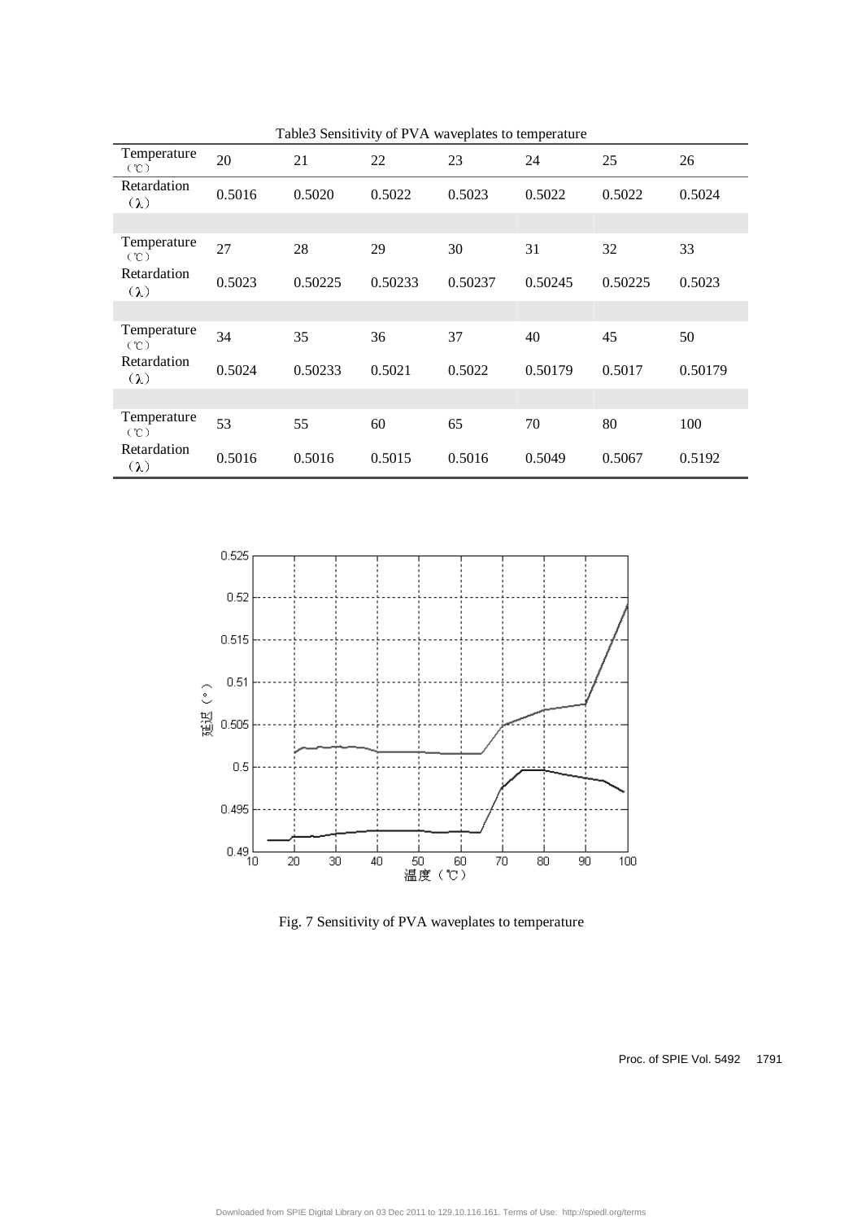Table3 Sensitivity of PVA waveplates to temperature

| Temperature (℃) | 20 | 21 | 22 | 23 | 24 | 25 | 26 |
|---|---|---|---|---|---|---|---|
| Retardation (λ) | 0.5016 | 0.5020 | 0.5022 | 0.5023 | 0.5022 | 0.5022 | 0.5024 |
| | | | | | | | |
| Temperature (℃) | 27 | 28 | 29 | 30 | 31 | 32 | 33 |
| Retardation (λ) | 0.5023 | 0.50225 | 0.50233 | 0.50237 | 0.50245 | 0.50225 | 0.5023 |
| | | | | | | | |
| Temperature (℃) | 34 | 35 | 36 | 37 | 40 | 45 | 50 |
| Retardation (λ) | 0.5024 | 0.50233 | 0.5021 | 0.5022 | 0.50179 | 0.5017 | 0.50179 |
| | | | | | | | |
| Temperature (℃) | 53 | 55 | 60 | 65 | 70 | 80 | 100 |
| Retardation (λ) | 0.5016 | 0.5016 | 0.5015 | 0.5016 | 0.5049 | 0.5067 | 0.5192 |

Fig. 7 Sensitivity of PVA waveplates to temperature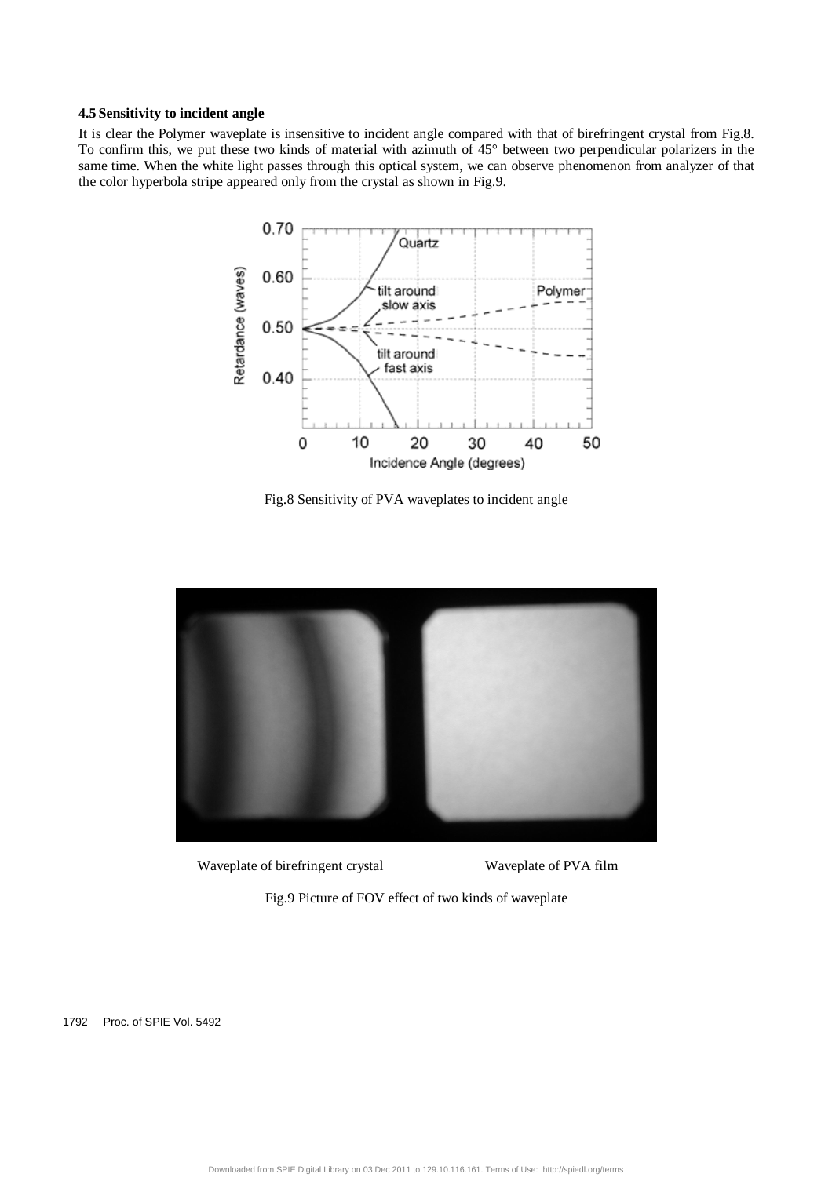### 4.5 Sensitivity to incident angle

It is clear the Polymer waveplate is insensitive to incident angle compared with that of birefringent crystal from Fig.8. To confirm this, we put these two kinds of material with azimuth of 45° between two perpendicular polarizers in the same time. When the white light passes through this optical system, we can observe phenomenon from analyzer of that the color hyperbola stripe appeared only from the crystal as shown in Fig.9.

Fig.8 Sensitivity of PVA waveplates to incident angle

Waveplate of birefringent crystal    Waveplate of PVA film

Fig.9 Picture of FOV effect of two kinds of waveplate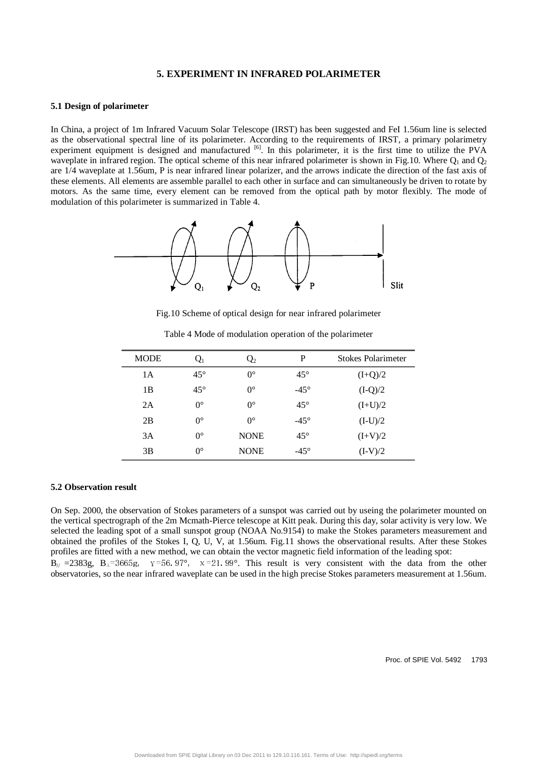## 5. EXPERIMENT IN INFRARED POLARIMETER

### 5.1 Design of polarimeter

In China, a project of 1m Infrared Vacuum Solar Telescope (IRST) has been suggested and FeI 1.56um line is selected as the observational spectral line of its polarimeter. According to the requirements of IRST, a primary polarimetry experiment equipment is designed and manufactured [6]. In this polarimeter, it is the first time to utilize the PVA waveplate in infrared region. The optical scheme of this near infrared polarimeter is shown in Fig.10. Where $Q_1$ and $Q_2$ are 1/4 waveplate at 1.56um, P is near infrared linear polarizer, and the arrows indicate the direction of the fast axis of these elements. All elements are assemble parallel to each other in surface and can simultaneously be driven to rotate by motors. As the same time, every element can be removed from the optical path by motor flexibly. The mode of modulation of this polarimeter is summarized in Table 4.

Fig.10 Scheme of optical design for near infrared polarimeter

Table 4 Mode of modulation operation of the polarimeter

| MODE | $Q_1$ | $Q_2$ | P | Stokes Polarimeter |
|---|---|---|---|---|
| 1A | 45° | 0° | 45° | (I+Q)/2 |
| 1B | 45° | 0° | -45° | (I-Q)/2 |
| 2A | 0° | 0° | 45° | (I+U)/2 |
| 2B | 0° | 0° | -45° | (I-U)/2 |
| 3A | 0° | NONE | 45° | (I+V)/2 |
| 3B | 0° | NONE | -45° | (I-V)/2 |

### 5.2 Observation result

On Sep. 2000, the observation of Stokes parameters of a sunspot was carried out by useing the polarimeter mounted on the vertical spectrograph of the 2m Mcmath-Pierce telescope at Kitt peak. During this day, solar activity is very low. We selected the leading spot of a small sunspot group (NOAA No.9154) to make the Stokes parameters measurement and obtained the profiles of the Stokes I, Q, U, V, at 1.56um. Fig.11 shows the observational results. After these Stokes profiles are fitted with a new method, we can obtain the vector magnetic field information of the leading spot: $B_{//}$ =2383g, $B_{\perp}$=3665g, $\gamma$=56.97°, $\chi$=21.99°. This result is very consistent with the data from the other observatories, so the near infrared waveplate can be used in the high precise Stokes parameters measurement at 1.56um.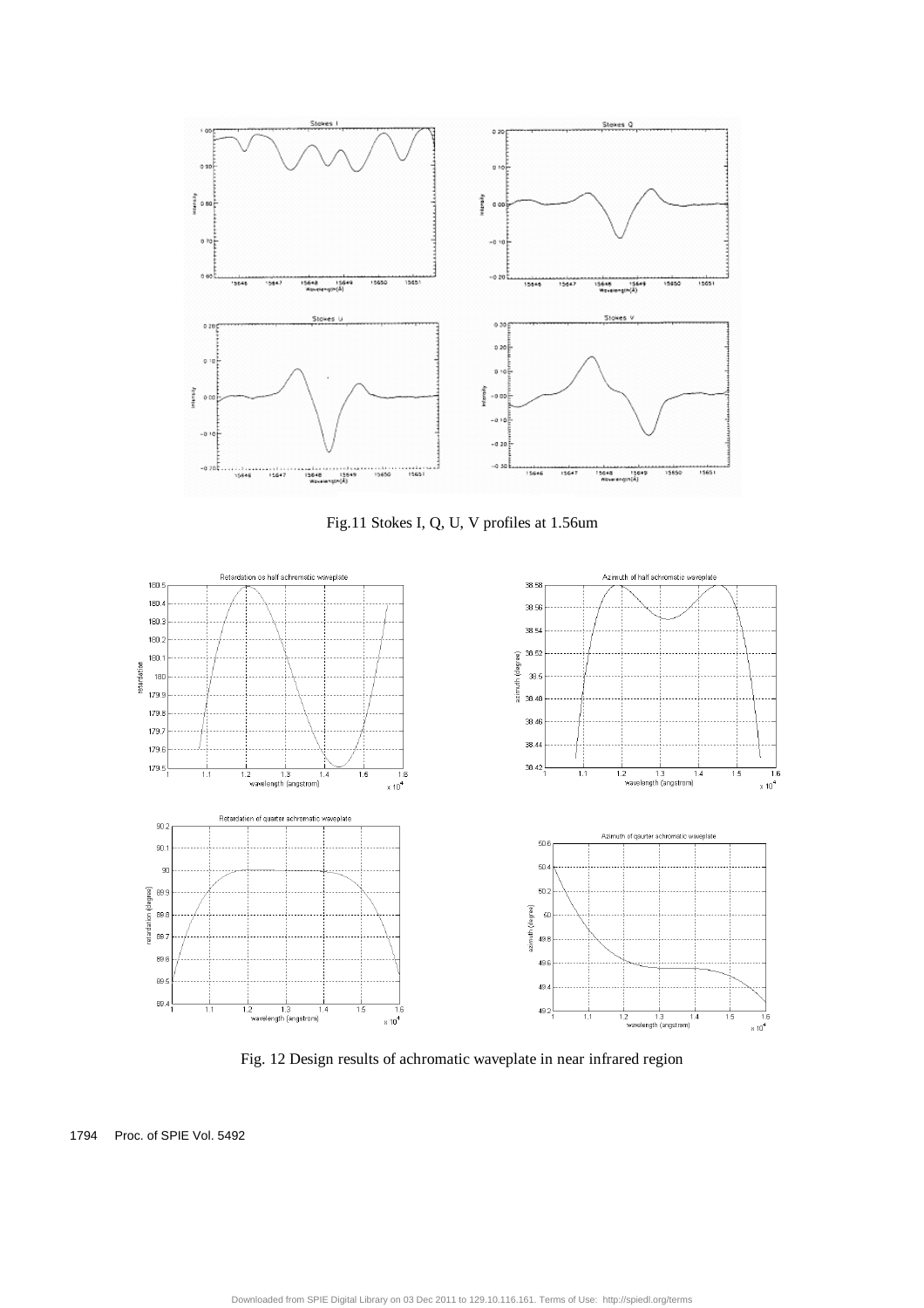Fig.11 Stokes I, Q, U, V profiles at 1.56um

Fig. 12 Design results of achromatic waveplate in near infrared region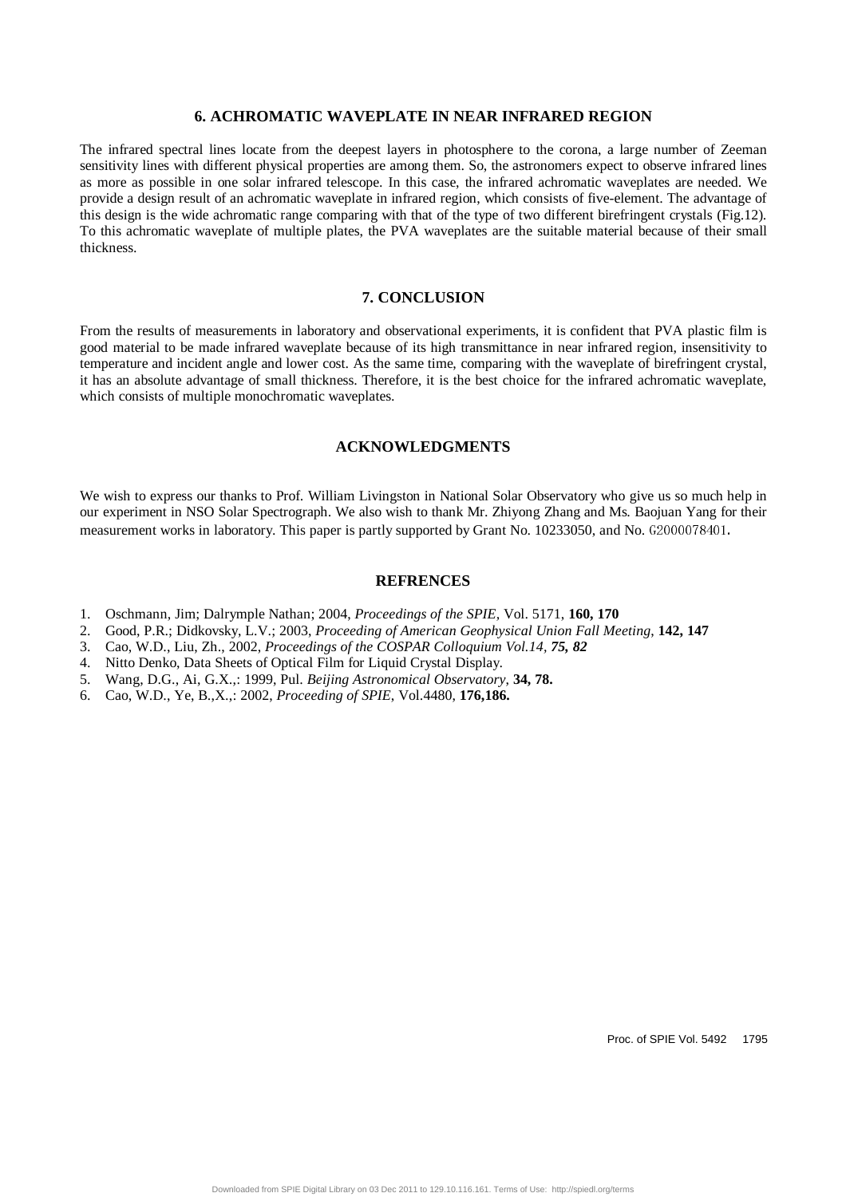## 6. ACHROMATIC WAVEPLATE IN NEAR INFRARED REGION

The infrared spectral lines locate from the deepest layers in photosphere to the corona, a large number of Zeeman sensitivity lines with different physical properties are among them. So, the astronomers expect to observe infrared lines as more as possible in one solar infrared telescope. In this case, the infrared achromatic waveplates are needed. We provide a design result of an achromatic waveplate in infrared region, which consists of five-element. The advantage of this design is the wide achromatic range comparing with that of the type of two different birefringent crystals (Fig.12). To this achromatic waveplate of multiple plates, the PVA waveplates are the suitable material because of their small thickness.

## 7. CONCLUSION

From the results of measurements in laboratory and observational experiments, it is confident that PVA plastic film is good material to be made infrared waveplate because of its high transmittance in near infrared region, insensitivity to temperature and incident angle and lower cost. As the same time, comparing with the waveplate of birefringent crystal, it has an absolute advantage of small thickness. Therefore, it is the best choice for the infrared achromatic waveplate, which consists of multiple monochromatic waveplates.

## ACKNOWLEDGMENTS

We wish to express our thanks to Prof. William Livingston in National Solar Observatory who give us so much help in our experiment in NSO Solar Spectrograph. We also wish to thank Mr. Zhiyong Zhang and Ms. Baojuan Yang for their measurement works in laboratory. This paper is partly supported by Grant No. 10233050, and No. G2000078401.

## REFRENCES

1. Oschmann, Jim; Dalrymple Nathan; 2004, *Proceedings of the SPIE*, Vol. 5171, **160, 170**
2. Good, P.R.; Didkovsky, L.V.; 2003, *Proceeding of American Geophysical Union Fall Meeting*, **142, 147**
3. Cao, W.D., Liu, Zh., 2002, *Proceedings of the COSPAR Colloquium Vol.14*, ***75, 82***
4. Nitto Denko, Data Sheets of Optical Film for Liquid Crystal Display.
5. Wang, D.G., Ai, G.X.,: 1999, Pul. *Beijing Astronomical Observatory*, **34, 78.**
6. Cao, W.D., Ye, B.,X.,: 2002, *Proceeding of SPIE*, Vol.4480, **176,186.**